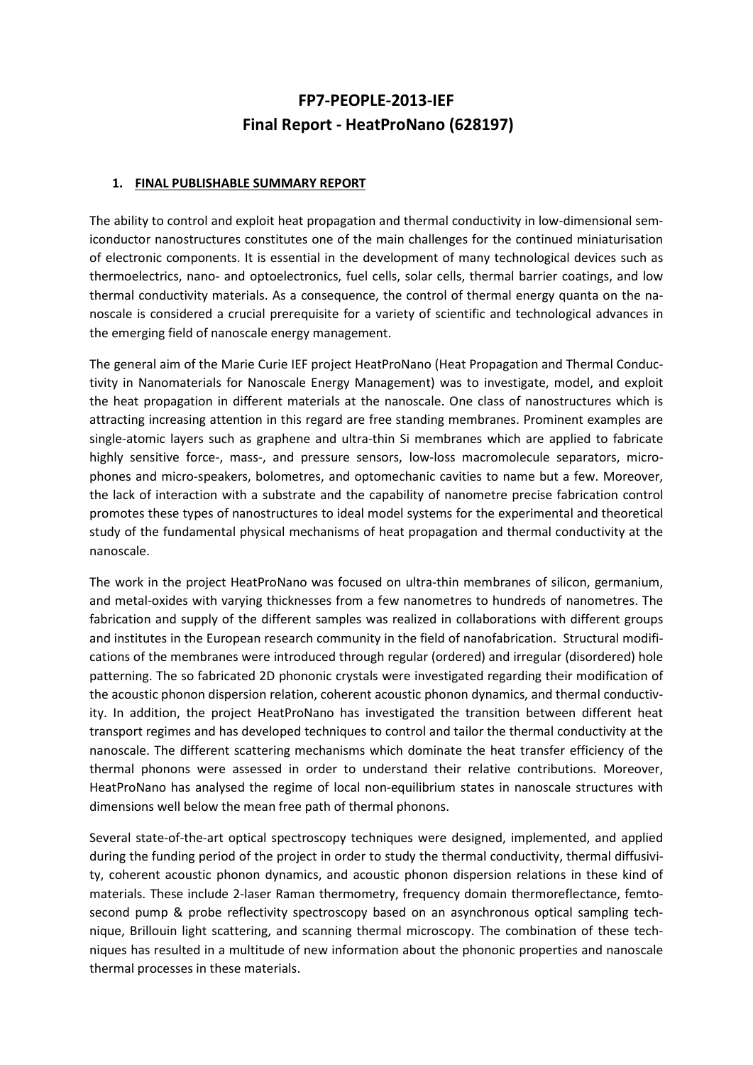# FP7-PEOPLE-2013-IEF
# Final Report - HeatProNano (628197)

## 1. FINAL PUBLISHABLE SUMMARY REPORT

The ability to control and exploit heat propagation and thermal conductivity in low-dimensional semiconductor nanostructures constitutes one of the main challenges for the continued miniaturisation of electronic components. It is essential in the development of many technological devices such as thermoelectrics, nano- and optoelectronics, fuel cells, solar cells, thermal barrier coatings, and low thermal conductivity materials. As a consequence, the control of thermal energy quanta on the nanoscale is considered a crucial prerequisite for a variety of scientific and technological advances in the emerging field of nanoscale energy management.

The general aim of the Marie Curie IEF project HeatProNano (Heat Propagation and Thermal Conductivity in Nanomaterials for Nanoscale Energy Management) was to investigate, model, and exploit the heat propagation in different materials at the nanoscale. One class of nanostructures which is attracting increasing attention in this regard are free standing membranes. Prominent examples are single-atomic layers such as graphene and ultra-thin Si membranes which are applied to fabricate highly sensitive force-, mass-, and pressure sensors, low-loss macromolecule separators, microphones and micro-speakers, bolometres, and optomechanic cavities to name but a few. Moreover, the lack of interaction with a substrate and the capability of nanometre precise fabrication control promotes these types of nanostructures to ideal model systems for the experimental and theoretical study of the fundamental physical mechanisms of heat propagation and thermal conductivity at the nanoscale.

The work in the project HeatProNano was focused on ultra-thin membranes of silicon, germanium, and metal-oxides with varying thicknesses from a few nanometres to hundreds of nanometres. The fabrication and supply of the different samples was realized in collaborations with different groups and institutes in the European research community in the field of nanofabrication. Structural modifications of the membranes were introduced through regular (ordered) and irregular (disordered) hole patterning. The so fabricated 2D phononic crystals were investigated regarding their modification of the acoustic phonon dispersion relation, coherent acoustic phonon dynamics, and thermal conductivity. In addition, the project HeatProNano has investigated the transition between different heat transport regimes and has developed techniques to control and tailor the thermal conductivity at the nanoscale. The different scattering mechanisms which dominate the heat transfer efficiency of the thermal phonons were assessed in order to understand their relative contributions. Moreover, HeatProNano has analysed the regime of local non-equilibrium states in nanoscale structures with dimensions well below the mean free path of thermal phonons.

Several state-of-the-art optical spectroscopy techniques were designed, implemented, and applied during the funding period of the project in order to study the thermal conductivity, thermal diffusivity, coherent acoustic phonon dynamics, and acoustic phonon dispersion relations in these kind of materials. These include 2-laser Raman thermometry, frequency domain thermoreflectance, femtosecond pump & probe reflectivity spectroscopy based on an asynchronous optical sampling technique, Brillouin light scattering, and scanning thermal microscopy. The combination of these techniques has resulted in a multitude of new information about the phononic properties and nanoscale thermal processes in these materials.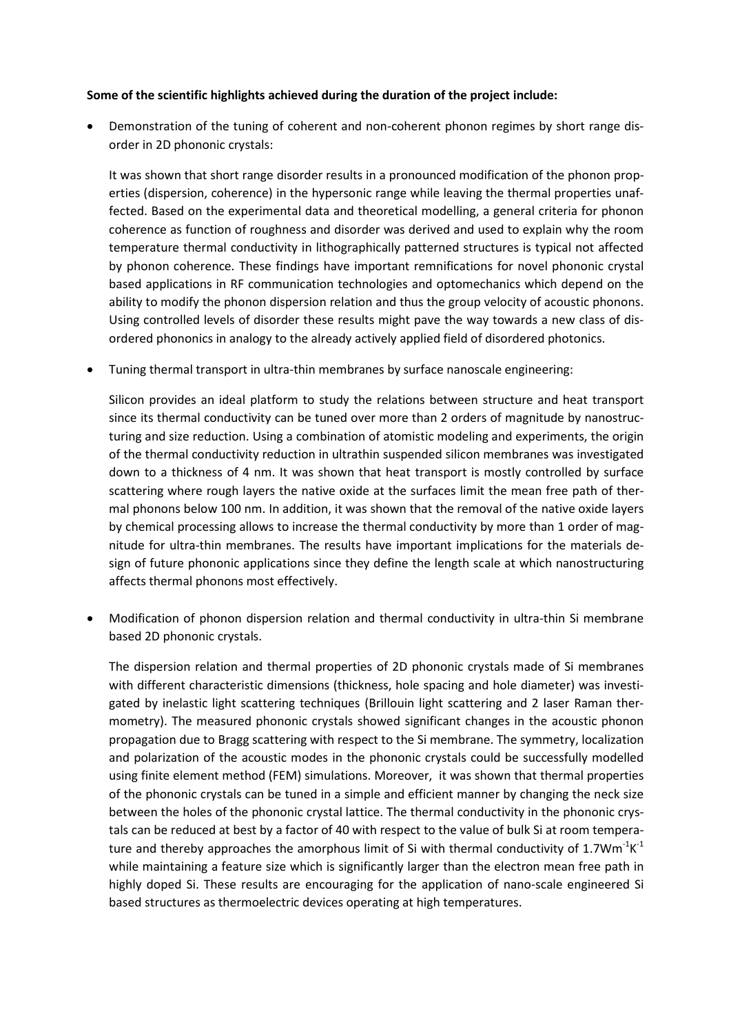**Some of the scientific highlights achieved during the duration of the project include:**

- Demonstration of the tuning of coherent and non-coherent phonon regimes by short range disorder in 2D phononic crystals:

  It was shown that short range disorder results in a pronounced modification of the phonon properties (dispersion, coherence) in the hypersonic range while leaving the thermal properties unaffected. Based on the experimental data and theoretical modelling, a general criteria for phonon coherence as function of roughness and disorder was derived and used to explain why the room temperature thermal conductivity in lithographically patterned structures is typical not affected by phonon coherence. These findings have important remnifications for novel phononic crystal based applications in RF communication technologies and optomechanics which depend on the ability to modify the phonon dispersion relation and thus the group velocity of acoustic phonons. Using controlled levels of disorder these results might pave the way towards a new class of disordered phononics in analogy to the already actively applied field of disordered photonics.

- Tuning thermal transport in ultra-thin membranes by surface nanoscale engineering:

  Silicon provides an ideal platform to study the relations between structure and heat transport since its thermal conductivity can be tuned over more than 2 orders of magnitude by nanostructuring and size reduction. Using a combination of atomistic modeling and experiments, the origin of the thermal conductivity reduction in ultrathin suspended silicon membranes was investigated down to a thickness of 4 nm. It was shown that heat transport is mostly controlled by surface scattering where rough layers the native oxide at the surfaces limit the mean free path of thermal phonons below 100 nm. In addition, it was shown that the removal of the native oxide layers by chemical processing allows to increase the thermal conductivity by more than 1 order of magnitude for ultra-thin membranes. The results have important implications for the materials design of future phononic applications since they define the length scale at which nanostructuring affects thermal phonons most effectively.

- Modification of phonon dispersion relation and thermal conductivity in ultra-thin Si membrane based 2D phononic crystals.

  The dispersion relation and thermal properties of 2D phononic crystals made of Si membranes with different characteristic dimensions (thickness, hole spacing and hole diameter) was investigated by inelastic light scattering techniques (Brillouin light scattering and 2 laser Raman thermometry). The measured phononic crystals showed significant changes in the acoustic phonon propagation due to Bragg scattering with respect to the Si membrane. The symmetry, localization and polarization of the acoustic modes in the phononic crystals could be successfully modelled using finite element method (FEM) simulations. Moreover, it was shown that thermal properties of the phononic crystals can be tuned in a simple and efficient manner by changing the neck size between the holes of the phononic crystal lattice. The thermal conductivity in the phononic crystals can be reduced at best by a factor of 40 with respect to the value of bulk Si at room temperature and thereby approaches the amorphous limit of Si with thermal conductivity of $1.7 Wm^{-1}K^{-1}$ while maintaining a feature size which is significantly larger than the electron mean free path in highly doped Si. These results are encouraging for the application of nano-scale engineered Si based structures as thermoelectric devices operating at high temperatures.